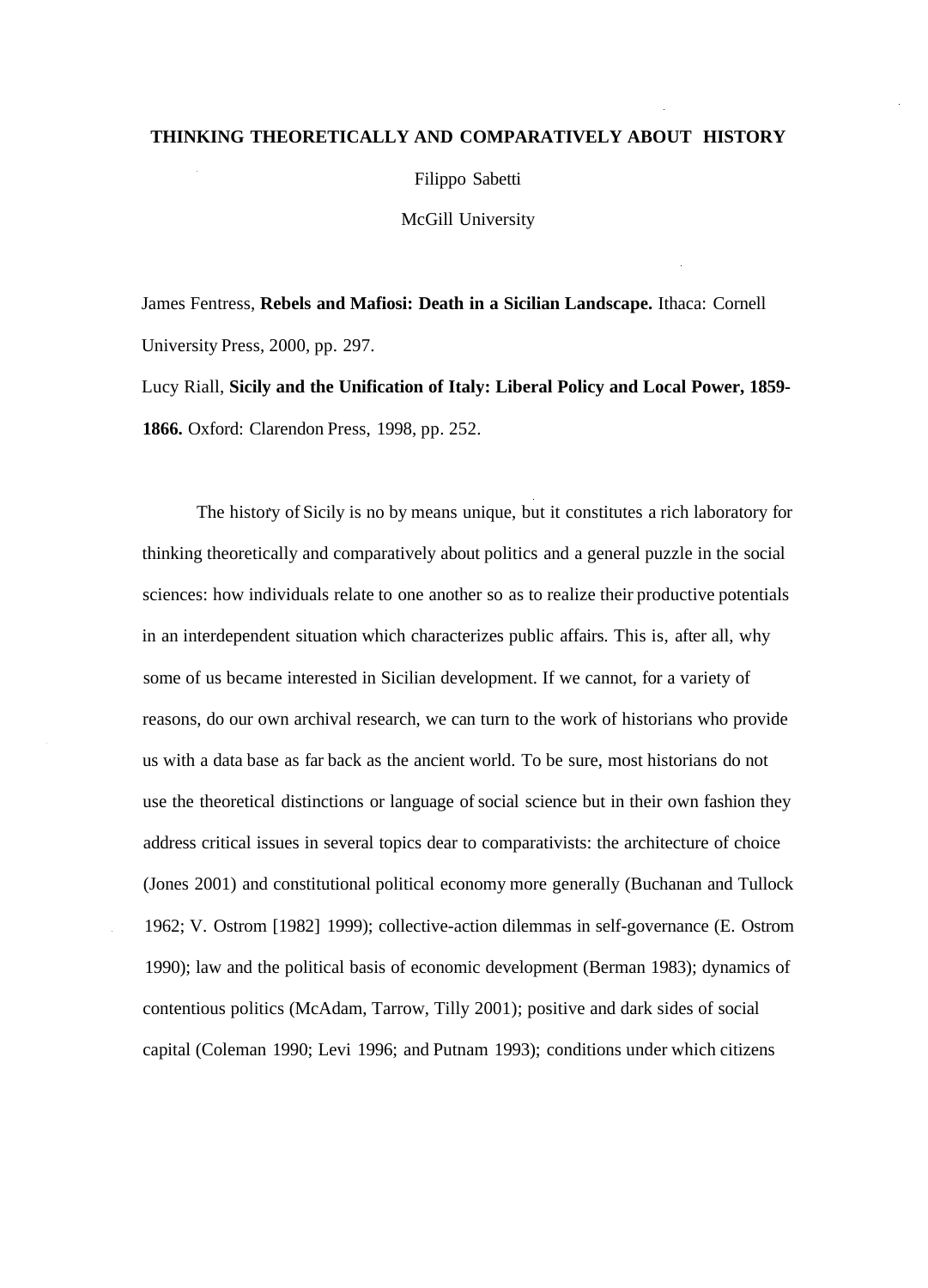# THINKING THEORETICALLY AND COMPARATIVELY ABOUT HISTORY

Filippo Sabetti

McGill University

James Fentress, **Rebels and Mafiosi: Death in a Sicilian Landscape.** Ithaca: Cornell University Press, 2000, pp. 297.

Lucy Riall, **Sicily and the Unification of Italy: Liberal Policy and Local Power, 1859-1866.** Oxford: Clarendon Press, 1998, pp. 252.

The history of Sicily is no by means unique, but it constitutes a rich laboratory for thinking theoretically and comparatively about politics and a general puzzle in the social sciences: how individuals relate to one another so as to realize their productive potentials in an interdependent situation which characterizes public affairs. This is, after all, why some of us became interested in Sicilian development. If we cannot, for a variety of reasons, do our own archival research, we can turn to the work of historians who provide us with a data base as far back as the ancient world. To be sure, most historians do not use the theoretical distinctions or language of social science but in their own fashion they address critical issues in several topics dear to comparativists: the architecture of choice (Jones 2001) and constitutional political economy more generally (Buchanan and Tullock 1962; V. Ostrom [1982] 1999); collective-action dilemmas in self-governance (E. Ostrom 1990); law and the political basis of economic development (Berman 1983); dynamics of contentious politics (McAdam, Tarrow, Tilly 2001); positive and dark sides of social capital (Coleman 1990; Levi 1996; and Putnam 1993); conditions under which citizens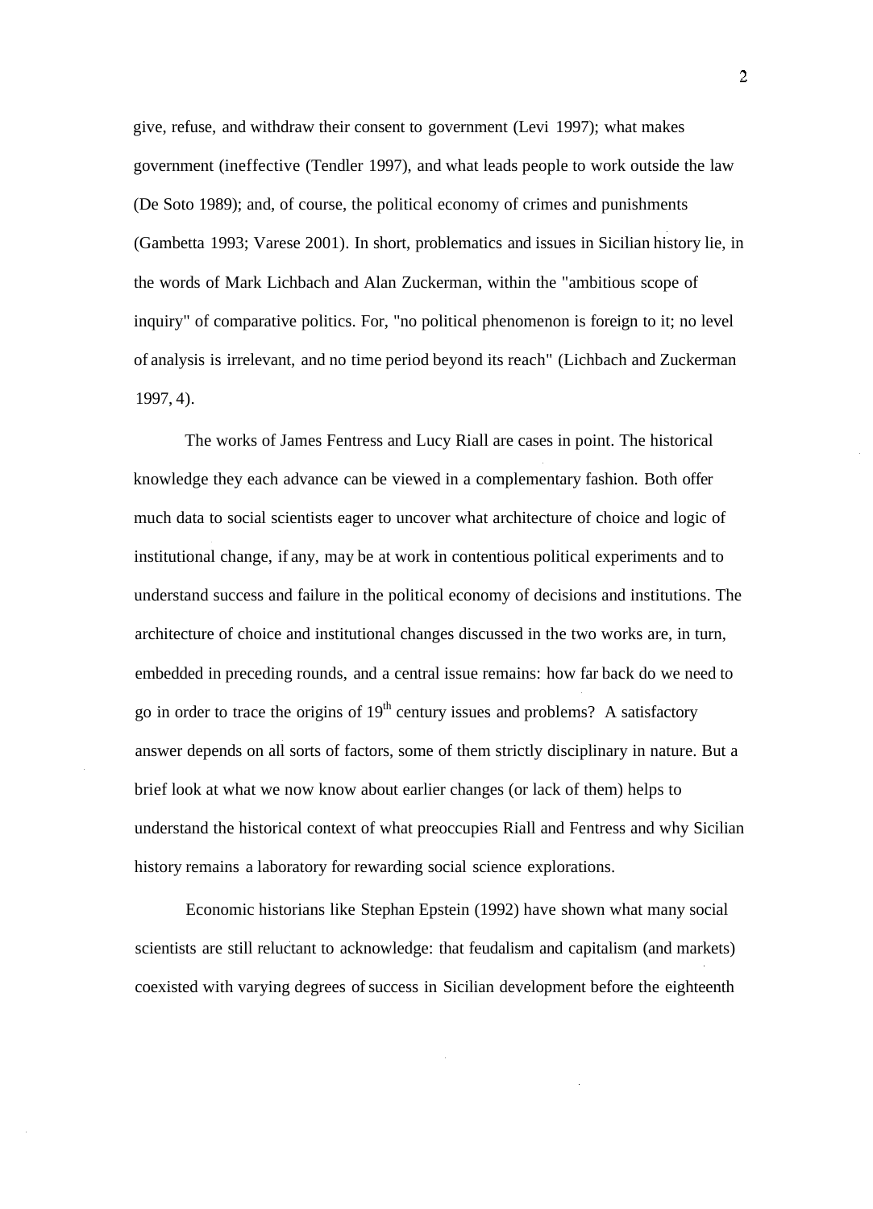give, refuse, and withdraw their consent to government (Levi 1997); what makes government (ineffective (Tendler 1997), and what leads people to work outside the law (De Soto 1989); and, of course, the political economy of crimes and punishments (Gambetta 1993; Varese 2001). In short, problematics and issues in Sicilian history lie, in the words of Mark Lichbach and Alan Zuckerman, within the "ambitious scope of inquiry" of comparative politics. For, "no political phenomenon is foreign to it; no level of analysis is irrelevant, and no time period beyond its reach" (Lichbach and Zuckerman 1997, 4).

The works of James Fentress and Lucy Riall are cases in point. The historical knowledge they each advance can be viewed in a complementary fashion. Both offer much data to social scientists eager to uncover what architecture of choice and logic of institutional change, if any, may be at work in contentious political experiments and to understand success and failure in the political economy of decisions and institutions. The architecture of choice and institutional changes discussed in the two works are, in turn, embedded in preceding rounds, and a central issue remains: how far back do we need to go in order to trace the origins of 19th century issues and problems? A satisfactory answer depends on all sorts of factors, some of them strictly disciplinary in nature. But a brief look at what we now know about earlier changes (or lack of them) helps to understand the historical context of what preoccupies Riall and Fentress and why Sicilian history remains a laboratory for rewarding social science explorations.

Economic historians like Stephan Epstein (1992) have shown what many social scientists are still reluctant to acknowledge: that feudalism and capitalism (and markets) coexisted with varying degrees of success in Sicilian development before the eighteenth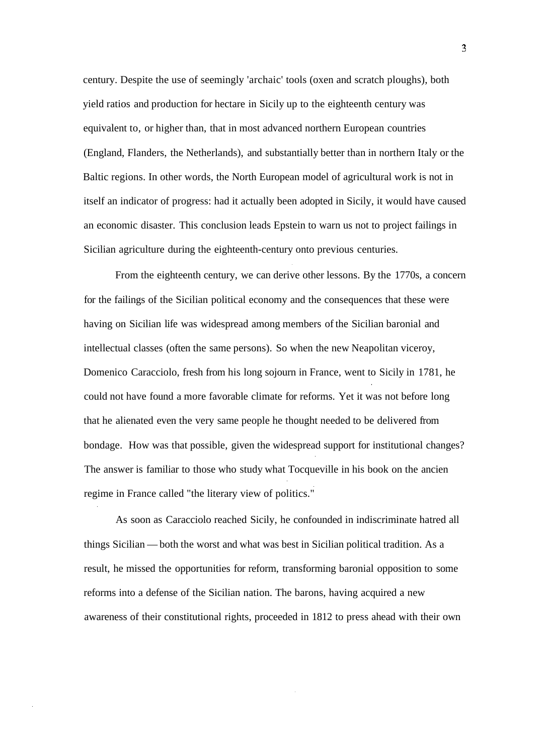century. Despite the use of seemingly 'archaic' tools (oxen and scratch ploughs), both yield ratios and production for hectare in Sicily up to the eighteenth century was equivalent to, or higher than, that in most advanced northern European countries (England, Flanders, the Netherlands), and substantially better than in northern Italy or the Baltic regions. In other words, the North European model of agricultural work is not in itself an indicator of progress: had it actually been adopted in Sicily, it would have caused an economic disaster. This conclusion leads Epstein to warn us not to project failings in Sicilian agriculture during the eighteenth-century onto previous centuries.

From the eighteenth century, we can derive other lessons. By the 1770s, a concern for the failings of the Sicilian political economy and the consequences that these were having on Sicilian life was widespread among members of the Sicilian baronial and intellectual classes (often the same persons). So when the new Neapolitan viceroy, Domenico Caracciolo, fresh from his long sojourn in France, went to Sicily in 1781, he could not have found a more favorable climate for reforms. Yet it was not before long that he alienated even the very same people he thought needed to be delivered from bondage. How was that possible, given the widespread support for institutional changes? The answer is familiar to those who study what Tocqueville in his book on the ancien regime in France called "the literary view of politics."

As soon as Caracciolo reached Sicily, he confounded in indiscriminate hatred all things Sicilian — both the worst and what was best in Sicilian political tradition. As a result, he missed the opportunities for reform, transforming baronial opposition to some reforms into a defense of the Sicilian nation. The barons, having acquired a new awareness of their constitutional rights, proceeded in 1812 to press ahead with their own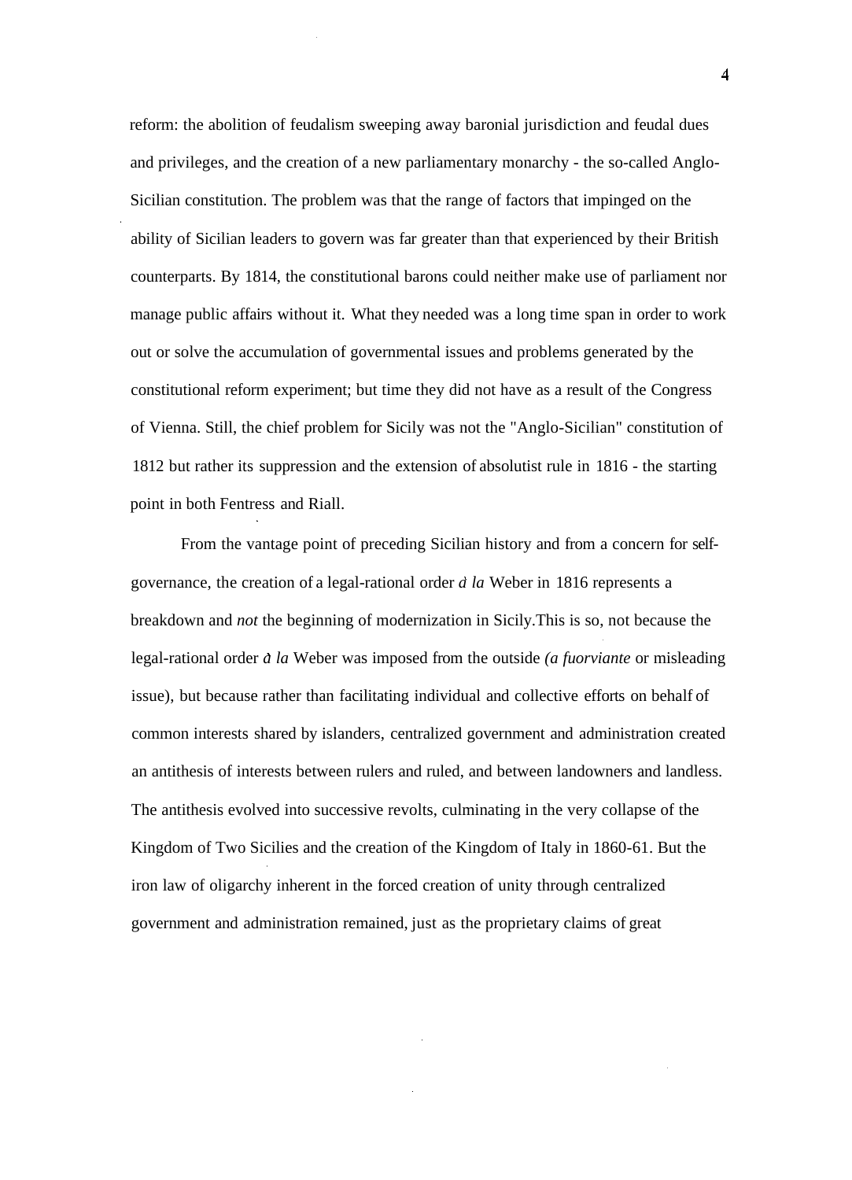reform: the abolition of feudalism sweeping away baronial jurisdiction and feudal dues and privileges, and the creation of a new parliamentary monarchy - the so-called Anglo-Sicilian constitution. The problem was that the range of factors that impinged on the ability of Sicilian leaders to govern was far greater than that experienced by their British counterparts. By 1814, the constitutional barons could neither make use of parliament nor manage public affairs without it. What they needed was a long time span in order to work out or solve the accumulation of governmental issues and problems generated by the constitutional reform experiment; but time they did not have as a result of the Congress of Vienna. Still, the chief problem for Sicily was not the "Anglo-Sicilian" constitution of 1812 but rather its suppression and the extension of absolutist rule in 1816 - the starting point in both Fentress and Riall.

From the vantage point of preceding Sicilian history and from a concern for self-governance, the creation of a legal-rational order *à la* Weber in 1816 represents a breakdown and *not* the beginning of modernization in Sicily.This is so, not because the legal-rational order *à la* Weber was imposed from the outside *(a fuorviante* or misleading issue), but because rather than facilitating individual and collective efforts on behalf of common interests shared by islanders, centralized government and administration created an antithesis of interests between rulers and ruled, and between landowners and landless. The antithesis evolved into successive revolts, culminating in the very collapse of the Kingdom of Two Sicilies and the creation of the Kingdom of Italy in 1860-61. But the iron law of oligarchy inherent in the forced creation of unity through centralized government and administration remained, just as the proprietary claims of great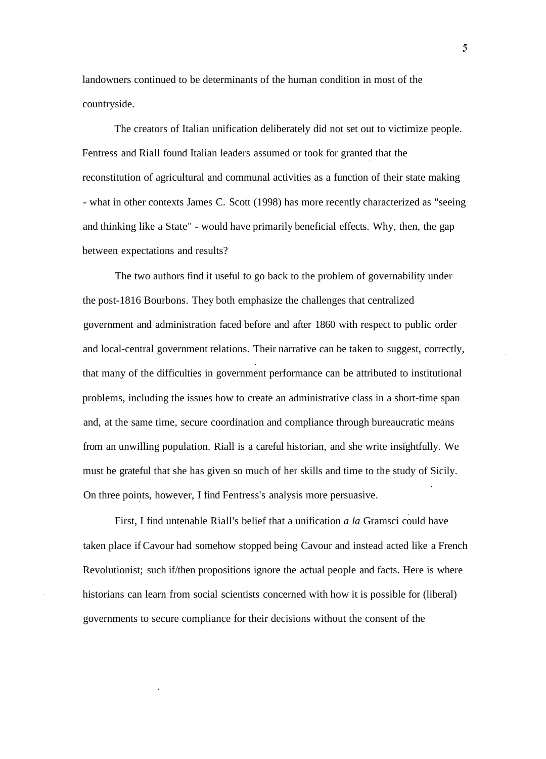landowners continued to be determinants of the human condition in most of the countryside.

The creators of Italian unification deliberately did not set out to victimize people. Fentress and Riall found Italian leaders assumed or took for granted that the reconstitution of agricultural and communal activities as a function of their state making - what in other contexts James C. Scott (1998) has more recently characterized as "seeing and thinking like a State" - would have primarily beneficial effects. Why, then, the gap between expectations and results?

The two authors find it useful to go back to the problem of governability under the post-1816 Bourbons. They both emphasize the challenges that centralized government and administration faced before and after 1860 with respect to public order and local-central government relations. Their narrative can be taken to suggest, correctly, that many of the difficulties in government performance can be attributed to institutional problems, including the issues how to create an administrative class in a short-time span and, at the same time, secure coordination and compliance through bureaucratic means from an unwilling population. Riall is a careful historian, and she write insightfully. We must be grateful that she has given so much of her skills and time to the study of Sicily. On three points, however, I find Fentress's analysis more persuasive.

First, I find untenable Riall's belief that a unification *a la* Gramsci could have taken place if Cavour had somehow stopped being Cavour and instead acted like a French Revolutionist; such if/then propositions ignore the actual people and facts. Here is where historians can learn from social scientists concerned with how it is possible for (liberal) governments to secure compliance for their decisions without the consent of the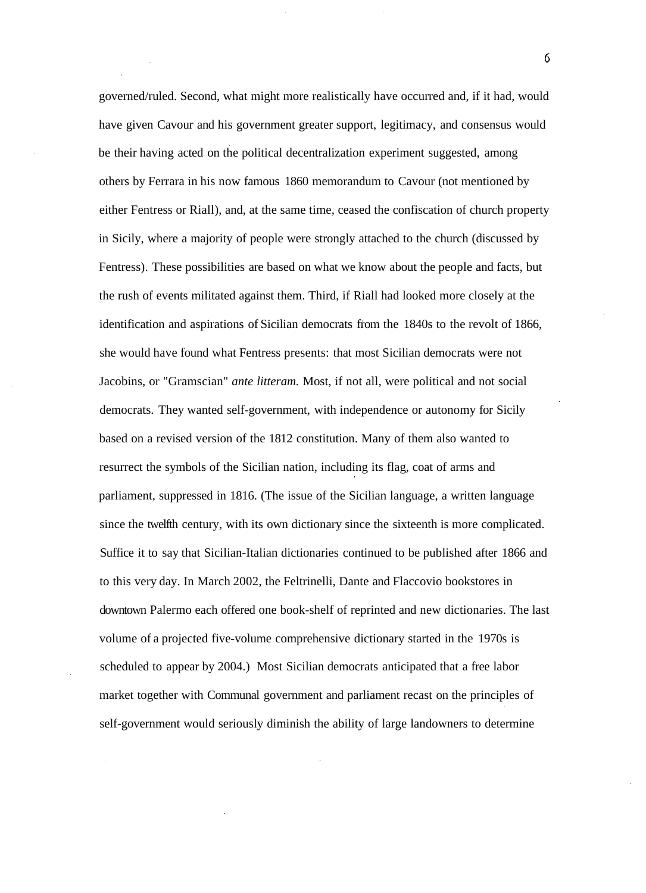governed/ruled. Second, what might more realistically have occurred and, if it had, would have given Cavour and his government greater support, legitimacy, and consensus would be their having acted on the political decentralization experiment suggested, among others by Ferrara in his now famous 1860 memorandum to Cavour (not mentioned by either Fentress or Riall), and, at the same time, ceased the confiscation of church property in Sicily, where a majority of people were strongly attached to the church (discussed by Fentress). These possibilities are based on what we know about the people and facts, but the rush of events militated against them. Third, if Riall had looked more closely at the identification and aspirations of Sicilian democrats from the 1840s to the revolt of 1866, she would have found what Fentress presents: that most Sicilian democrats were not Jacobins, or "Gramscian" *ante litteram*. Most, if not all, were political and not social democrats. They wanted self-government, with independence or autonomy for Sicily based on a revised version of the 1812 constitution. Many of them also wanted to resurrect the symbols of the Sicilian nation, including its flag, coat of arms and parliament, suppressed in 1816. (The issue of the Sicilian language, a written language since the twelfth century, with its own dictionary since the sixteenth is more complicated. Suffice it to say that Sicilian-Italian dictionaries continued to be published after 1866 and to this very day. In March 2002, the Feltrinelli, Dante and Flaccovio bookstores in downtown Palermo each offered one book-shelf of reprinted and new dictionaries. The last volume of a projected five-volume comprehensive dictionary started in the 1970s is scheduled to appear by 2004.) Most Sicilian democrats anticipated that a free labor market together with Communal government and parliament recast on the principles of self-government would seriously diminish the ability of large landowners to determine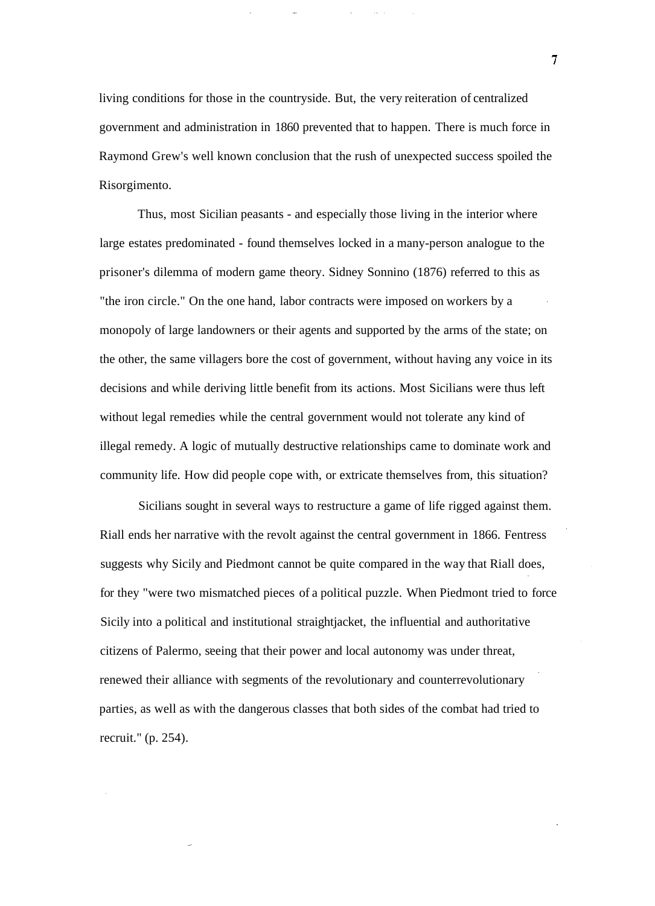living conditions for those in the countryside. But, the very reiteration of centralized government and administration in 1860 prevented that to happen. There is much force in Raymond Grew's well known conclusion that the rush of unexpected success spoiled the Risorgimento.

Thus, most Sicilian peasants - and especially those living in the interior where large estates predominated - found themselves locked in a many-person analogue to the prisoner's dilemma of modern game theory. Sidney Sonnino (1876) referred to this as "the iron circle." On the one hand, labor contracts were imposed on workers by a monopoly of large landowners or their agents and supported by the arms of the state; on the other, the same villagers bore the cost of government, without having any voice in its decisions and while deriving little benefit from its actions. Most Sicilians were thus left without legal remedies while the central government would not tolerate any kind of illegal remedy. A logic of mutually destructive relationships came to dominate work and community life. How did people cope with, or extricate themselves from, this situation?

Sicilians sought in several ways to restructure a game of life rigged against them. Riall ends her narrative with the revolt against the central government in 1866. Fentress suggests why Sicily and Piedmont cannot be quite compared in the way that Riall does, for they "were two mismatched pieces of a political puzzle. When Piedmont tried to force Sicily into a political and institutional straightjacket, the influential and authoritative citizens of Palermo, seeing that their power and local autonomy was under threat, renewed their alliance with segments of the revolutionary and counterrevolutionary parties, as well as with the dangerous classes that both sides of the combat had tried to recruit." (p. 254).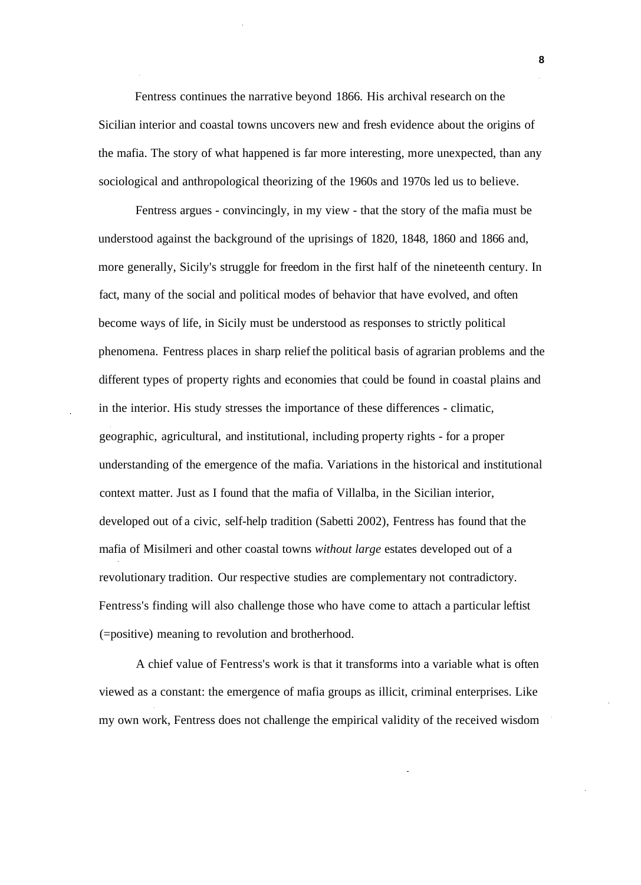Fentress continues the narrative beyond 1866. His archival research on the Sicilian interior and coastal towns uncovers new and fresh evidence about the origins of the mafia. The story of what happened is far more interesting, more unexpected, than any sociological and anthropological theorizing of the 1960s and 1970s led us to believe.

Fentress argues - convincingly, in my view - that the story of the mafia must be understood against the background of the uprisings of 1820, 1848, 1860 and 1866 and, more generally, Sicily's struggle for freedom in the first half of the nineteenth century. In fact, many of the social and political modes of behavior that have evolved, and often become ways of life, in Sicily must be understood as responses to strictly political phenomena. Fentress places in sharp relief the political basis of agrarian problems and the different types of property rights and economies that could be found in coastal plains and in the interior. His study stresses the importance of these differences - climatic, geographic, agricultural, and institutional, including property rights - for a proper understanding of the emergence of the mafia. Variations in the historical and institutional context matter. Just as I found that the mafia of Villalba, in the Sicilian interior, developed out of a civic, self-help tradition (Sabetti 2002), Fentress has found that the mafia of Misilmeri and other coastal towns *without large* estates developed out of a revolutionary tradition. Our respective studies are complementary not contradictory. Fentress's finding will also challenge those who have come to attach a particular leftist (=positive) meaning to revolution and brotherhood.

A chief value of Fentress's work is that it transforms into a variable what is often viewed as a constant: the emergence of mafia groups as illicit, criminal enterprises. Like my own work, Fentress does not challenge the empirical validity of the received wisdom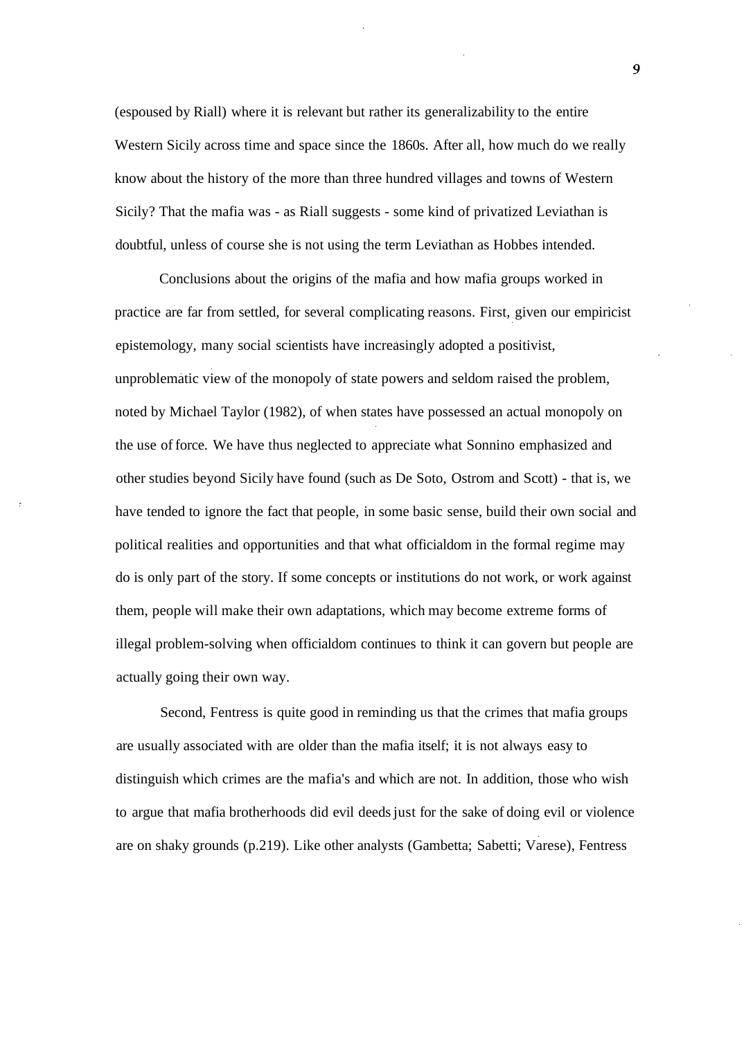(espoused by Riall) where it is relevant but rather its generalizability to the entire Western Sicily across time and space since the 1860s. After all, how much do we really know about the history of the more than three hundred villages and towns of Western Sicily? That the mafia was - as Riall suggests - some kind of privatized Leviathan is doubtful, unless of course she is not using the term Leviathan as Hobbes intended.

Conclusions about the origins of the mafia and how mafia groups worked in practice are far from settled, for several complicating reasons. First, given our empiricist epistemology, many social scientists have increasingly adopted a positivist, unproblematic view of the monopoly of state powers and seldom raised the problem, noted by Michael Taylor (1982), of when states have possessed an actual monopoly on the use of force. We have thus neglected to appreciate what Sonnino emphasized and other studies beyond Sicily have found (such as De Soto, Ostrom and Scott) - that is, we have tended to ignore the fact that people, in some basic sense, build their own social and political realities and opportunities and that what officialdom in the formal regime may do is only part of the story. If some concepts or institutions do not work, or work against them, people will make their own adaptations, which may become extreme forms of illegal problem-solving when officialdom continues to think it can govern but people are actually going their own way.

Second, Fentress is quite good in reminding us that the crimes that mafia groups are usually associated with are older than the mafia itself; it is not always easy to distinguish which crimes are the mafia's and which are not. In addition, those who wish to argue that mafia brotherhoods did evil deeds just for the sake of doing evil or violence are on shaky grounds (p.219). Like other analysts (Gambetta; Sabetti; Varese), Fentress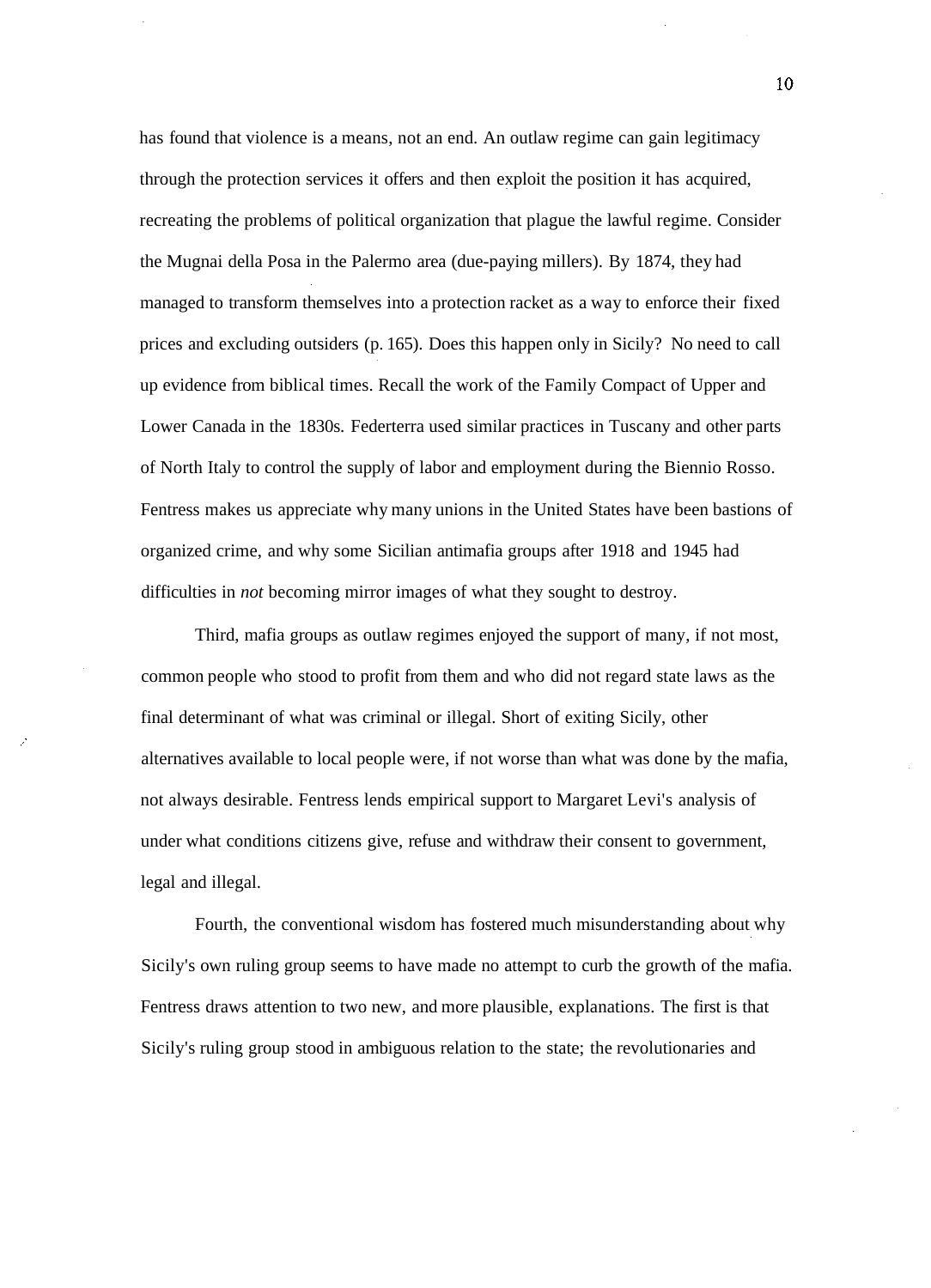has found that violence is a means, not an end. An outlaw regime can gain legitimacy through the protection services it offers and then exploit the position it has acquired, recreating the problems of political organization that plague the lawful regime. Consider the Mugnai della Posa in the Palermo area (due-paying millers). By 1874, they had managed to transform themselves into a protection racket as a way to enforce their fixed prices and excluding outsiders (p. 165). Does this happen only in Sicily? No need to call up evidence from biblical times. Recall the work of the Family Compact of Upper and Lower Canada in the 1830s. Federterra used similar practices in Tuscany and other parts of North Italy to control the supply of labor and employment during the Biennio Rosso. Fentress makes us appreciate why many unions in the United States have been bastions of organized crime, and why some Sicilian antimafia groups after 1918 and 1945 had difficulties in *not* becoming mirror images of what they sought to destroy.

Third, mafia groups as outlaw regimes enjoyed the support of many, if not most, common people who stood to profit from them and who did not regard state laws as the final determinant of what was criminal or illegal. Short of exiting Sicily, other alternatives available to local people were, if not worse than what was done by the mafia, not always desirable. Fentress lends empirical support to Margaret Levi's analysis of under what conditions citizens give, refuse and withdraw their consent to government, legal and illegal.

Fourth, the conventional wisdom has fostered much misunderstanding about why Sicily's own ruling group seems to have made no attempt to curb the growth of the mafia. Fentress draws attention to two new, and more plausible, explanations. The first is that Sicily's ruling group stood in ambiguous relation to the state; the revolutionaries and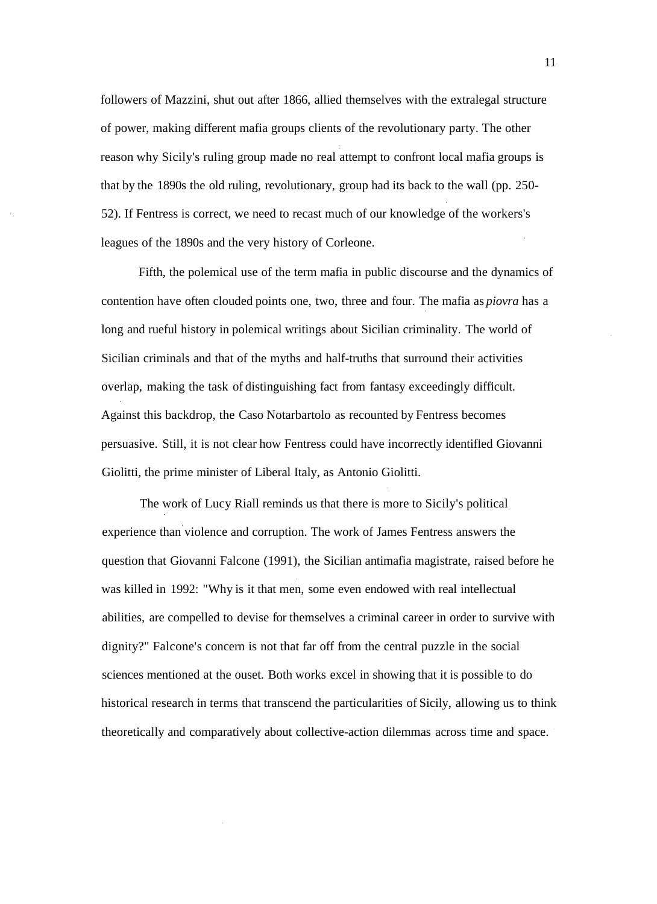followers of Mazzini, shut out after 1866, allied themselves with the extralegal structure of power, making different mafia groups clients of the revolutionary party. The other reason why Sicily's ruling group made no real attempt to confront local mafia groups is that by the 1890s the old ruling, revolutionary, group had its back to the wall (pp. 250-52). If Fentress is correct, we need to recast much of our knowledge of the workers's leagues of the 1890s and the very history of Corleone.

Fifth, the polemical use of the term mafia in public discourse and the dynamics of contention have often clouded points one, two, three and four. The mafia as *piovra* has a long and rueful history in polemical writings about Sicilian criminality. The world of Sicilian criminals and that of the myths and half-truths that surround their activities overlap, making the task of distinguishing fact from fantasy exceedingly difficult. Against this backdrop, the Caso Notarbartolo as recounted by Fentress becomes persuasive. Still, it is not clear how Fentress could have incorrectly identified Giovanni Giolitti, the prime minister of Liberal Italy, as Antonio Giolitti.

The work of Lucy Riall reminds us that there is more to Sicily's political experience than violence and corruption. The work of James Fentress answers the question that Giovanni Falcone (1991), the Sicilian antimafia magistrate, raised before he was killed in 1992: "Why is it that men, some even endowed with real intellectual abilities, are compelled to devise for themselves a criminal career in order to survive with dignity?" Falcone's concern is not that far off from the central puzzle in the social sciences mentioned at the ouset. Both works excel in showing that it is possible to do historical research in terms that transcend the particularities of Sicily, allowing us to think theoretically and comparatively about collective-action dilemmas across time and space.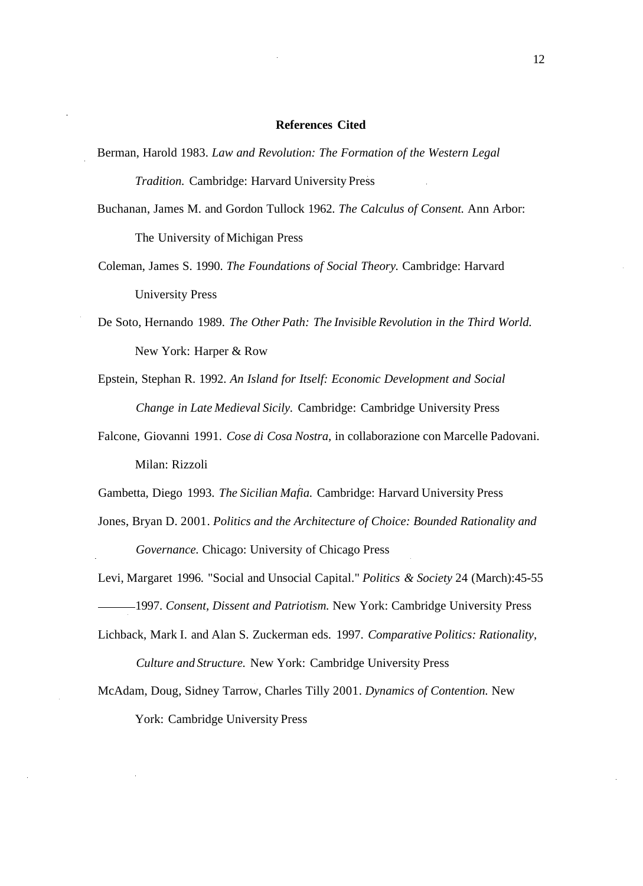## References Cited

Berman, Harold 1983. *Law and Revolution: The Formation of the Western Legal Tradition.* Cambridge: Harvard University Press

Buchanan, James M. and Gordon Tullock 1962. *The Calculus of Consent.* Ann Arbor: The University of Michigan Press

Coleman, James S. 1990. *The Foundations of Social Theory.* Cambridge: Harvard University Press

De Soto, Hernando 1989. *The Other Path: The Invisible Revolution in the Third World.* New York: Harper & Row

Epstein, Stephan R. 1992. *An Island for Itself: Economic Development and Social Change in Late Medieval Sicily.* Cambridge: Cambridge University Press

Falcone, Giovanni 1991. *Cose di Cosa Nostra*, in collaborazione con Marcelle Padovani. Milan: Rizzoli

Gambetta, Diego 1993. *The Sicilian Mafia.* Cambridge: Harvard University Press

Jones, Bryan D. 2001. *Politics and the Architecture of Choice: Bounded Rationality and Governance.* Chicago: University of Chicago Press

Levi, Margaret 1996. "Social and Unsocial Capital." *Politics & Society* 24 (March):45-55

———1997. *Consent, Dissent and Patriotism.* New York: Cambridge University Press

Lichback, Mark I. and Alan S. Zuckerman eds. 1997. *Comparative Politics: Rationality, Culture and Structure.* New York: Cambridge University Press

McAdam, Doug, Sidney Tarrow, Charles Tilly 2001. *Dynamics of Contention.* New York: Cambridge University Press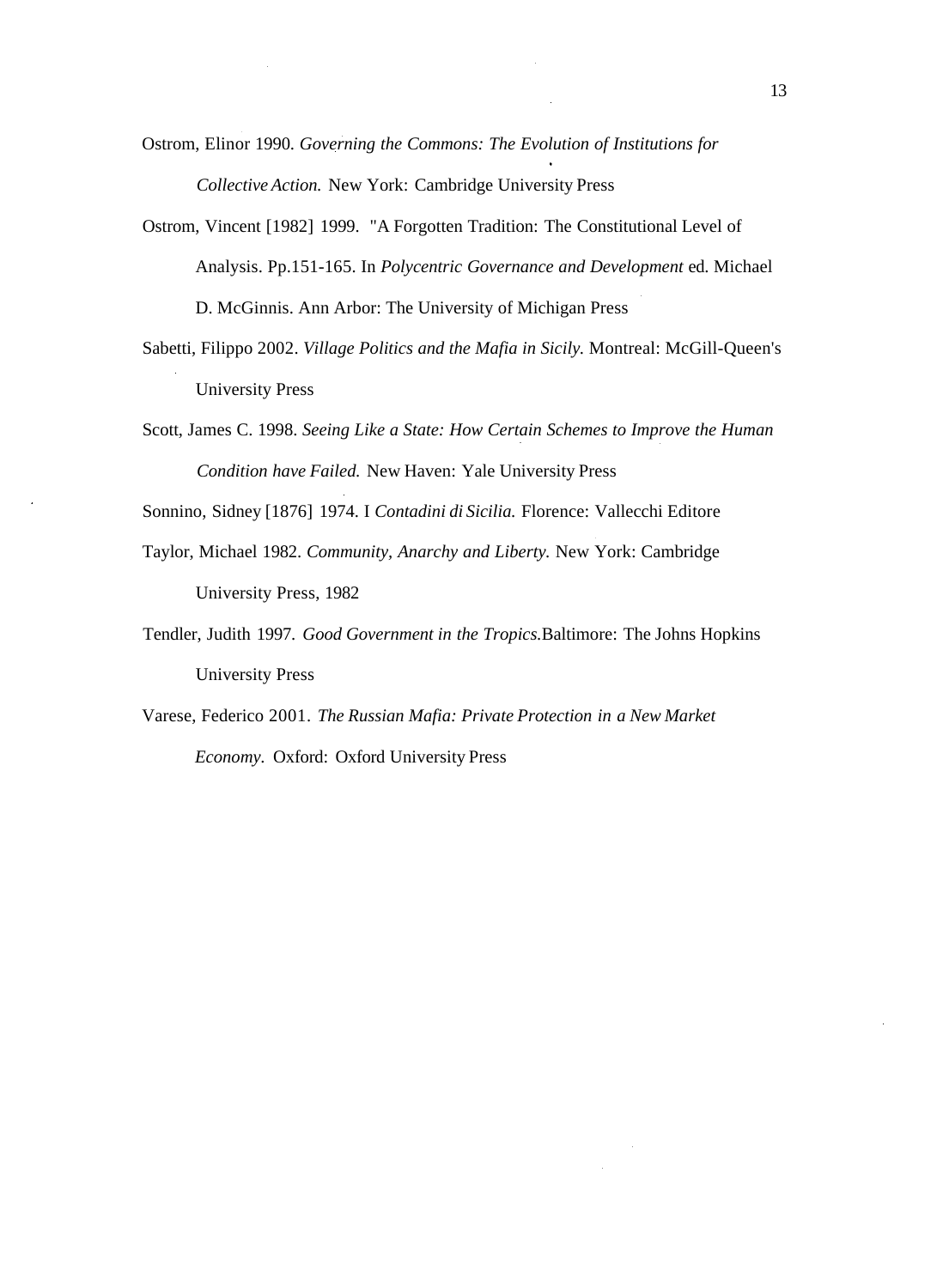Ostrom, Elinor 1990. *Governing the Commons: The Evolution of Institutions for Collective Action.* New York: Cambridge University Press

Ostrom, Vincent [1982] 1999. "A Forgotten Tradition: The Constitutional Level of Analysis. Pp.151-165. In *Polycentric Governance and Development* ed. Michael D. McGinnis. Ann Arbor: The University of Michigan Press

Sabetti, Filippo 2002. *Village Politics and the Mafia in Sicily.* Montreal: McGill-Queen's University Press

Scott, James C. 1998. *Seeing Like a State: How Certain Schemes to Improve the Human Condition have Failed.* New Haven: Yale University Press

Sonnino, Sidney [1876] 1974. I *Contadini di Sicilia.* Florence: Vallecchi Editore

Taylor, Michael 1982. *Community, Anarchy and Liberty.* New York: Cambridge University Press, 1982

Tendler, Judith 1997. *Good Government in the Tropics.*Baltimore: The Johns Hopkins University Press

Varese, Federico 2001. *The Russian Mafia: Private Protection in a New Market Economy.* Oxford: Oxford University Press